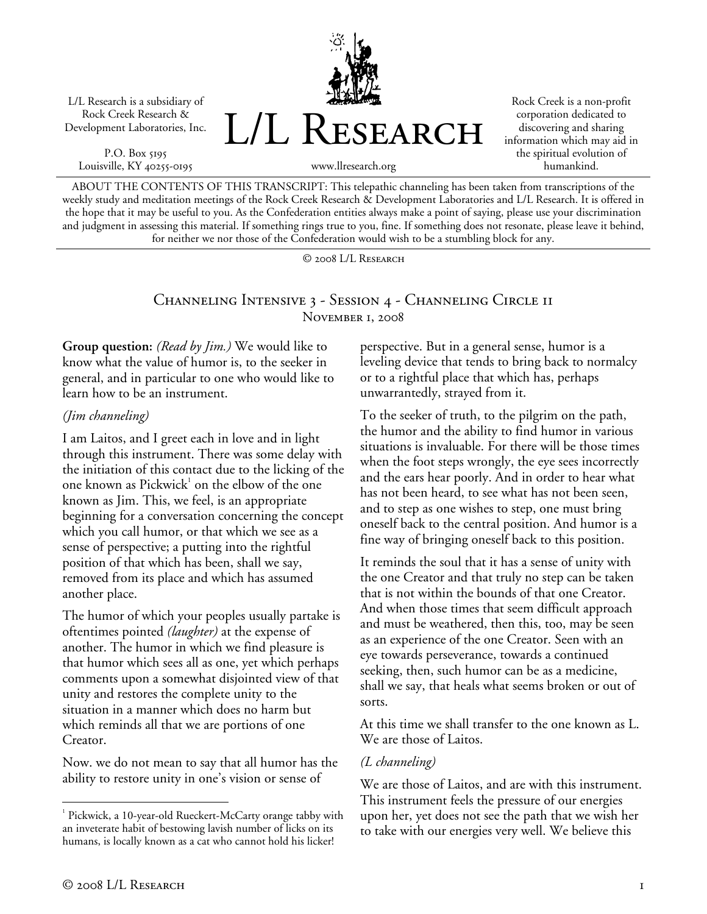L/L Research is a subsidiary of Rock Creek Research & Development Laboratories, Inc.

P.O. Box 5195
Louisville, KY 40255-0195

# L/L Research

www.llresearch.org

Rock Creek is a non-profit corporation dedicated to discovering and sharing information which may aid in the spiritual evolution of humankind.

ABOUT THE CONTENTS OF THIS TRANSCRIPT: This telepathic channeling has been taken from transcriptions of the weekly study and meditation meetings of the Rock Creek Research & Development Laboratories and L/L Research. It is offered in the hope that it may be useful to you. As the Confederation entities always make a point of saying, please use your discrimination and judgment in assessing this material. If something rings true to you, fine. If something does not resonate, please leave it behind, for neither we nor those of the Confederation would wish to be a stumbling block for any.

© 2008 L/L Research

## Channeling Intensive 3 - Session 4 - Channeling Circle 11
### November 1, 2008

**Group question:** *(Read by Jim.)* We would like to know what the value of humor is, to the seeker in general, and in particular to one who would like to learn how to be an instrument.

*(Jim channeling)*

I am Laitos, and I greet each in love and in light through this instrument. There was some delay with the initiation of this contact due to the licking of the one known as Pickwick[1] on the elbow of the one known as Jim. This, we feel, is an appropriate beginning for a conversation concerning the concept which you call humor, or that which we see as a sense of perspective; a putting into the rightful position of that which has been, shall we say, removed from its place and which has assumed another place.

The humor of which your peoples usually partake is oftentimes pointed *(laughter)* at the expense of another. The humor in which we find pleasure is that humor which sees all as one, yet which perhaps comments upon a somewhat disjointed view of that unity and restores the complete unity to the situation in a manner which does no harm but which reminds all that we are portions of one Creator.

Now. we do not mean to say that all humor has the ability to restore unity in one's vision or sense of perspective. But in a general sense, humor is a leveling device that tends to bring back to normalcy or to a rightful place that which has, perhaps unwarrantedly, strayed from it.

To the seeker of truth, to the pilgrim on the path, the humor and the ability to find humor in various situations is invaluable. For there will be those times when the foot steps wrongly, the eye sees incorrectly and the ears hear poorly. And in order to hear what has not been heard, to see what has not been seen, and to step as one wishes to step, one must bring oneself back to the central position. And humor is a fine way of bringing oneself back to this position.

It reminds the soul that it has a sense of unity with the one Creator and that truly no step can be taken that is not within the bounds of that one Creator. And when those times that seem difficult approach and must be weathered, then this, too, may be seen as an experience of the one Creator. Seen with an eye towards perseverance, towards a continued seeking, then, such humor can be as a medicine, shall we say, that heals what seems broken or out of sorts.

At this time we shall transfer to the one known as L. We are those of Laitos.

*(L channeling)*

We are those of Laitos, and are with this instrument. This instrument feels the pressure of our energies upon her, yet does not see the path that we wish her to take with our energies very well. We believe this

[1] Pickwick, a 10-year-old Rueckert-McCarty orange tabby with an inveterate habit of bestowing lavish number of licks on its humans, is locally known as a cat who cannot hold his licker!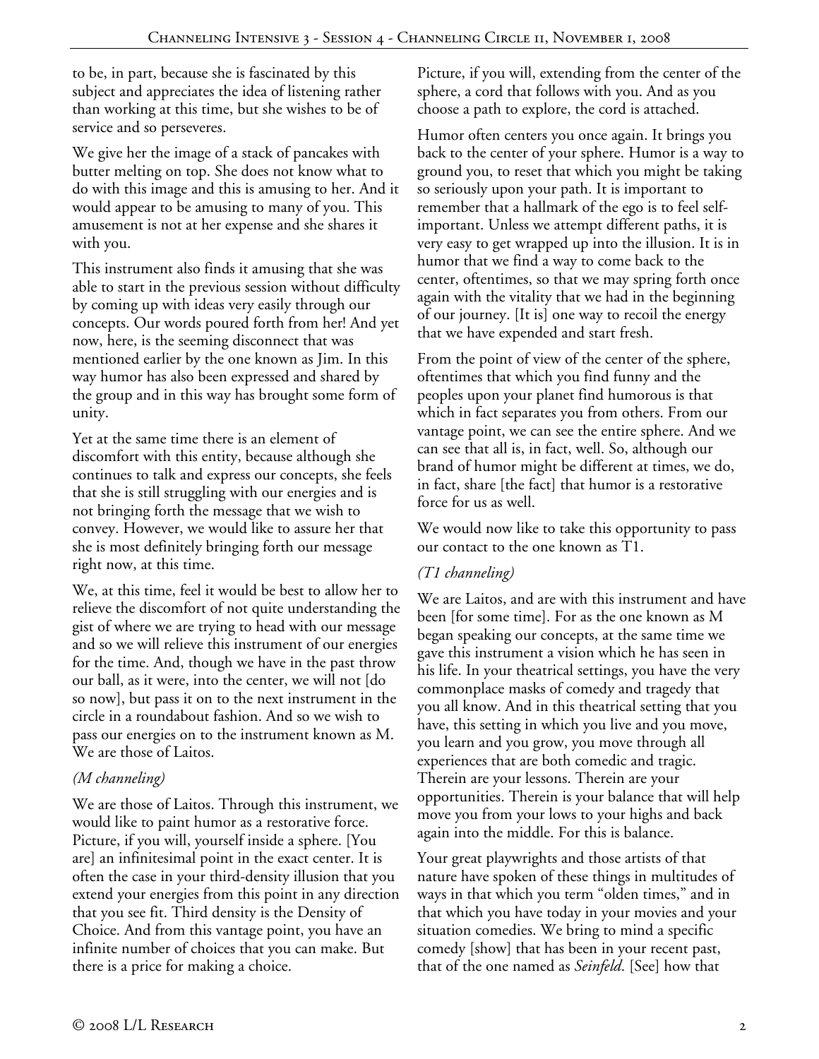to be, in part, because she is fascinated by this subject and appreciates the idea of listening rather than working at this time, but she wishes to be of service and so perseveres.

We give her the image of a stack of pancakes with butter melting on top. She does not know what to do with this image and this is amusing to her. And it would appear to be amusing to many of you. This amusement is not at her expense and she shares it with you.

This instrument also finds it amusing that she was able to start in the previous session without difficulty by coming up with ideas very easily through our concepts. Our words poured forth from her! And yet now, here, is the seeming disconnect that was mentioned earlier by the one known as Jim. In this way humor has also been expressed and shared by the group and in this way has brought some form of unity.

Yet at the same time there is an element of discomfort with this entity, because although she continues to talk and express our concepts, she feels that she is still struggling with our energies and is not bringing forth the message that we wish to convey. However, we would like to assure her that she is most definitely bringing forth our message right now, at this time.

We, at this time, feel it would be best to allow her to relieve the discomfort of not quite understanding the gist of where we are trying to head with our message and so we will relieve this instrument of our energies for the time. And, though we have in the past throw our ball, as it were, into the center, we will not [do so now], but pass it on to the next instrument in the circle in a roundabout fashion. And so we wish to pass our energies on to the instrument known as M. We are those of Laitos.

*(M channeling)*

We are those of Laitos. Through this instrument, we would like to paint humor as a restorative force. Picture, if you will, yourself inside a sphere. [You are] an infinitesimal point in the exact center. It is often the case in your third-density illusion that you extend your energies from this point in any direction that you see fit. Third density is the Density of Choice. And from this vantage point, you have an infinite number of choices that you can make. But there is a price for making a choice.

Picture, if you will, extending from the center of the sphere, a cord that follows with you. And as you choose a path to explore, the cord is attached.

Humor often centers you once again. It brings you back to the center of your sphere. Humor is a way to ground you, to reset that which you might be taking so seriously upon your path. It is important to remember that a hallmark of the ego is to feel self-important. Unless we attempt different paths, it is very easy to get wrapped up into the illusion. It is in humor that we find a way to come back to the center, oftentimes, so that we may spring forth once again with the vitality that we had in the beginning of our journey. [It is] one way to recoil the energy that we have expended and start fresh.

From the point of view of the center of the sphere, oftentimes that which you find funny and the peoples upon your planet find humorous is that which in fact separates you from others. From our vantage point, we can see the entire sphere. And we can see that all is, in fact, well. So, although our brand of humor might be different at times, we do, in fact, share [the fact] that humor is a restorative force for us as well.

We would now like to take this opportunity to pass our contact to the one known as T1.

*(T1 channeling)*

We are Laitos, and are with this instrument and have been [for some time]. For as the one known as M began speaking our concepts, at the same time we gave this instrument a vision which he has seen in his life. In your theatrical settings, you have the very commonplace masks of comedy and tragedy that you all know. And in this theatrical setting that you have, this setting in which you live and you move, you learn and you grow, you move through all experiences that are both comedic and tragic. Therein are your lessons. Therein are your opportunities. Therein is your balance that will help move you from your lows to your highs and back again into the middle. For this is balance.

Your great playwrights and those artists of that nature have spoken of these things in multitudes of ways in that which you term "olden times," and in that which you have today in your movies and your situation comedies. We bring to mind a specific comedy [show] that has been in your recent past, that of the one named as *Seinfeld.* [See] how that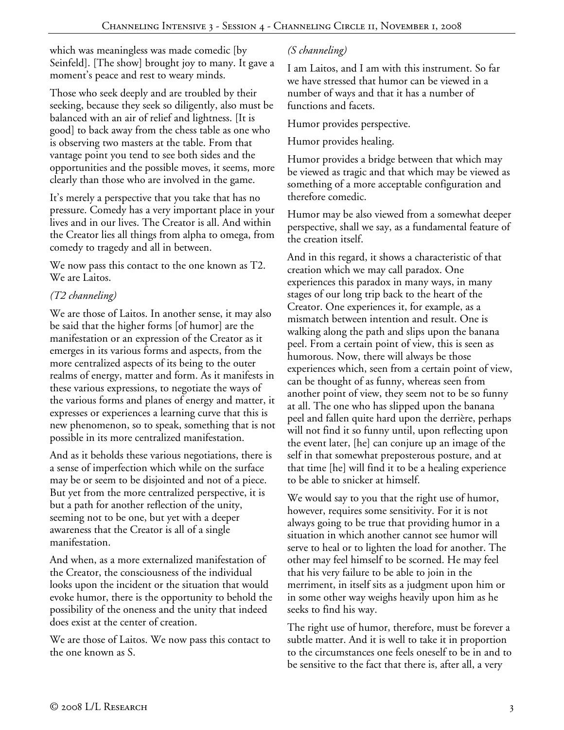which was meaningless was made comedic [by Seinfeld]. [The show] brought joy to many. It gave a moment's peace and rest to weary minds.

Those who seek deeply and are troubled by their seeking, because they seek so diligently, also must be balanced with an air of relief and lightness. [It is good] to back away from the chess table as one who is observing two masters at the table. From that vantage point you tend to see both sides and the opportunities and the possible moves, it seems, more clearly than those who are involved in the game.

It's merely a perspective that you take that has no pressure. Comedy has a very important place in your lives and in our lives. The Creator is all. And within the Creator lies all things from alpha to omega, from comedy to tragedy and all in between.

We now pass this contact to the one known as T2. We are Laitos.

*(T2 channeling)*

We are those of Laitos. In another sense, it may also be said that the higher forms [of humor] are the manifestation or an expression of the Creator as it emerges in its various forms and aspects, from the more centralized aspects of its being to the outer realms of energy, matter and form. As it manifests in these various expressions, to negotiate the ways of the various forms and planes of energy and matter, it expresses or experiences a learning curve that this is new phenomenon, so to speak, something that is not possible in its more centralized manifestation.

And as it beholds these various negotiations, there is a sense of imperfection which while on the surface may be or seem to be disjointed and not of a piece. But yet from the more centralized perspective, it is but a path for another reflection of the unity, seeming not to be one, but yet with a deeper awareness that the Creator is all of a single manifestation.

And when, as a more externalized manifestation of the Creator, the consciousness of the individual looks upon the incident or the situation that would evoke humor, there is the opportunity to behold the possibility of the oneness and the unity that indeed does exist at the center of creation.

We are those of Laitos. We now pass this contact to the one known as S.

*(S channeling)*

I am Laitos, and I am with this instrument. So far we have stressed that humor can be viewed in a number of ways and that it has a number of functions and facets.

Humor provides perspective.

Humor provides healing.

Humor provides a bridge between that which may be viewed as tragic and that which may be viewed as something of a more acceptable configuration and therefore comedic.

Humor may be also viewed from a somewhat deeper perspective, shall we say, as a fundamental feature of the creation itself.

And in this regard, it shows a characteristic of that creation which we may call paradox. One experiences this paradox in many ways, in many stages of our long trip back to the heart of the Creator. One experiences it, for example, as a mismatch between intention and result. One is walking along the path and slips upon the banana peel. From a certain point of view, this is seen as humorous. Now, there will always be those experiences which, seen from a certain point of view, can be thought of as funny, whereas seen from another point of view, they seem not to be so funny at all. The one who has slipped upon the banana peel and fallen quite hard upon the derrière, perhaps will not find it so funny until, upon reflecting upon the event later, [he] can conjure up an image of the self in that somewhat preposterous posture, and at that time [he] will find it to be a healing experience to be able to snicker at himself.

We would say to you that the right use of humor, however, requires some sensitivity. For it is not always going to be true that providing humor in a situation in which another cannot see humor will serve to heal or to lighten the load for another. The other may feel himself to be scorned. He may feel that his very failure to be able to join in the merriment, in itself sits as a judgment upon him or in some other way weighs heavily upon him as he seeks to find his way.

The right use of humor, therefore, must be forever a subtle matter. And it is well to take it in proportion to the circumstances one feels oneself to be in and to be sensitive to the fact that there is, after all, a very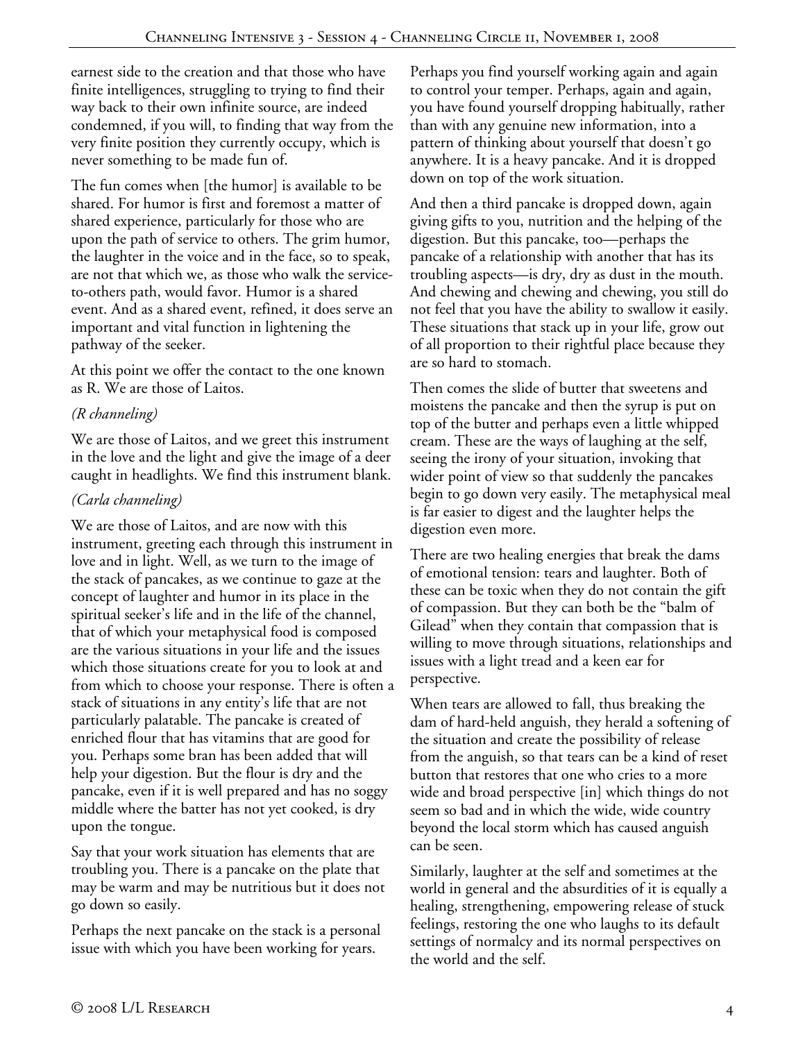earnest side to the creation and that those who have finite intelligences, struggling to trying to find their way back to their own infinite source, are indeed condemned, if you will, to finding that way from the very finite position they currently occupy, which is never something to be made fun of.

The fun comes when [the humor] is available to be shared. For humor is first and foremost a matter of shared experience, particularly for those who are upon the path of service to others. The grim humor, the laughter in the voice and in the face, so to speak, are not that which we, as those who walk the service-to-others path, would favor. Humor is a shared event. And as a shared event, refined, it does serve an important and vital function in lightening the pathway of the seeker.

At this point we offer the contact to the one known as R. We are those of Laitos.

*(R channeling)*

We are those of Laitos, and we greet this instrument in the love and the light and give the image of a deer caught in headlights. We find this instrument blank.

*(Carla channeling)*

We are those of Laitos, and are now with this instrument, greeting each through this instrument in love and in light. Well, as we turn to the image of the stack of pancakes, as we continue to gaze at the concept of laughter and humor in its place in the spiritual seeker's life and in the life of the channel, that of which your metaphysical food is composed are the various situations in your life and the issues which those situations create for you to look at and from which to choose your response. There is often a stack of situations in any entity's life that are not particularly palatable. The pancake is created of enriched flour that has vitamins that are good for you. Perhaps some bran has been added that will help your digestion. But the flour is dry and the pancake, even if it is well prepared and has no soggy middle where the batter has not yet cooked, is dry upon the tongue.

Say that your work situation has elements that are troubling you. There is a pancake on the plate that may be warm and may be nutritious but it does not go down so easily.

Perhaps the next pancake on the stack is a personal issue with which you have been working for years. Perhaps you find yourself working again and again to control your temper. Perhaps, again and again, you have found yourself dropping habitually, rather than with any genuine new information, into a pattern of thinking about yourself that doesn't go anywhere. It is a heavy pancake. And it is dropped down on top of the work situation.

And then a third pancake is dropped down, again giving gifts to you, nutrition and the helping of the digestion. But this pancake, too—perhaps the pancake of a relationship with another that has its troubling aspects—is dry, dry as dust in the mouth. And chewing and chewing and chewing, you still do not feel that you have the ability to swallow it easily. These situations that stack up in your life, grow out of all proportion to their rightful place because they are so hard to stomach.

Then comes the slide of butter that sweetens and moistens the pancake and then the syrup is put on top of the butter and perhaps even a little whipped cream. These are the ways of laughing at the self, seeing the irony of your situation, invoking that wider point of view so that suddenly the pancakes begin to go down very easily. The metaphysical meal is far easier to digest and the laughter helps the digestion even more.

There are two healing energies that break the dams of emotional tension: tears and laughter. Both of these can be toxic when they do not contain the gift of compassion. But they can both be the "balm of Gilead" when they contain that compassion that is willing to move through situations, relationships and issues with a light tread and a keen ear for perspective.

When tears are allowed to fall, thus breaking the dam of hard-held anguish, they herald a softening of the situation and create the possibility of release from the anguish, so that tears can be a kind of reset button that restores that one who cries to a more wide and broad perspective [in] which things do not seem so bad and in which the wide, wide country beyond the local storm which has caused anguish can be seen.

Similarly, laughter at the self and sometimes at the world in general and the absurdities of it is equally a healing, strengthening, empowering release of stuck feelings, restoring the one who laughs to its default settings of normalcy and its normal perspectives on the world and the self.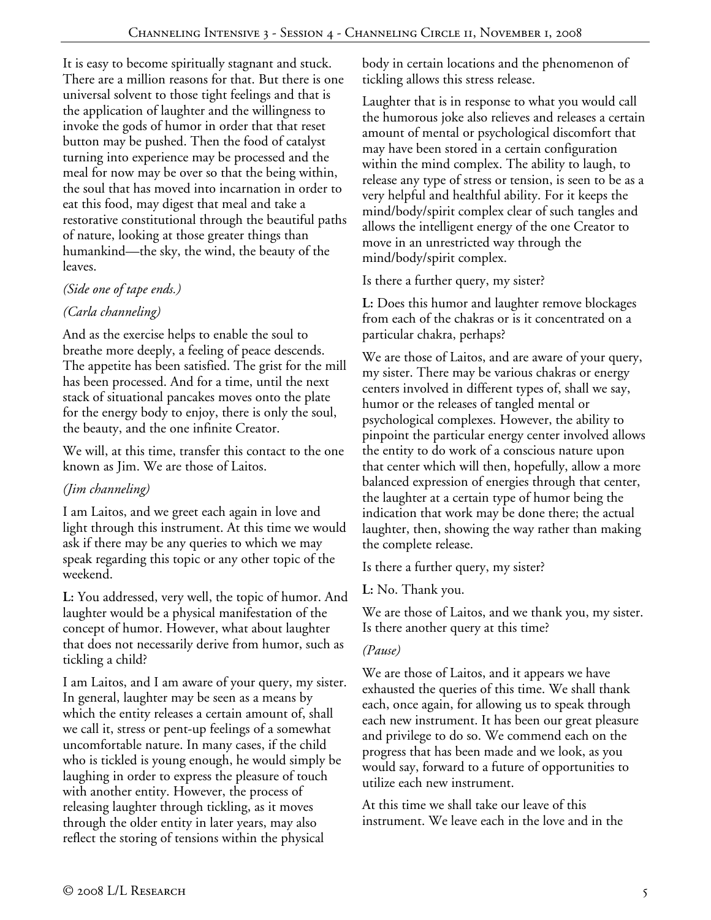It is easy to become spiritually stagnant and stuck. There are a million reasons for that. But there is one universal solvent to those tight feelings and that is the application of laughter and the willingness to invoke the gods of humor in order that that reset button may be pushed. Then the food of catalyst turning into experience may be processed and the meal for now may be over so that the being within, the soul that has moved into incarnation in order to eat this food, may digest that meal and take a restorative constitutional through the beautiful paths of nature, looking at those greater things than humankind—the sky, the wind, the beauty of the leaves.

*(Side one of tape ends.)*

*(Carla channeling)*

And as the exercise helps to enable the soul to breathe more deeply, a feeling of peace descends. The appetite has been satisfied. The grist for the mill has been processed. And for a time, until the next stack of situational pancakes moves onto the plate for the energy body to enjoy, there is only the soul, the beauty, and the one infinite Creator.

We will, at this time, transfer this contact to the one known as Jim. We are those of Laitos.

*(Jim channeling)*

I am Laitos, and we greet each again in love and light through this instrument. At this time we would ask if there may be any queries to which we may speak regarding this topic or any other topic of the weekend.

**L:** You addressed, very well, the topic of humor. And laughter would be a physical manifestation of the concept of humor. However, what about laughter that does not necessarily derive from humor, such as tickling a child?

I am Laitos, and I am aware of your query, my sister. In general, laughter may be seen as a means by which the entity releases a certain amount of, shall we call it, stress or pent-up feelings of a somewhat uncomfortable nature. In many cases, if the child who is tickled is young enough, he would simply be laughing in order to express the pleasure of touch with another entity. However, the process of releasing laughter through tickling, as it moves through the older entity in later years, may also reflect the storing of tensions within the physical body in certain locations and the phenomenon of tickling allows this stress release.

Laughter that is in response to what you would call the humorous joke also relieves and releases a certain amount of mental or psychological discomfort that may have been stored in a certain configuration within the mind complex. The ability to laugh, to release any type of stress or tension, is seen to be as a very helpful and healthful ability. For it keeps the mind/body/spirit complex clear of such tangles and allows the intelligent energy of the one Creator to move in an unrestricted way through the mind/body/spirit complex.

Is there a further query, my sister?

**L:** Does this humor and laughter remove blockages from each of the chakras or is it concentrated on a particular chakra, perhaps?

We are those of Laitos, and are aware of your query, my sister. There may be various chakras or energy centers involved in different types of, shall we say, humor or the releases of tangled mental or psychological complexes. However, the ability to pinpoint the particular energy center involved allows the entity to do work of a conscious nature upon that center which will then, hopefully, allow a more balanced expression of energies through that center, the laughter at a certain type of humor being the indication that work may be done there; the actual laughter, then, showing the way rather than making the complete release.

Is there a further query, my sister?

**L:** No. Thank you.

We are those of Laitos, and we thank you, my sister. Is there another query at this time?

*(Pause)*

We are those of Laitos, and it appears we have exhausted the queries of this time. We shall thank each, once again, for allowing us to speak through each new instrument. It has been our great pleasure and privilege to do so. We commend each on the progress that has been made and we look, as you would say, forward to a future of opportunities to utilize each new instrument.

At this time we shall take our leave of this instrument. We leave each in the love and in the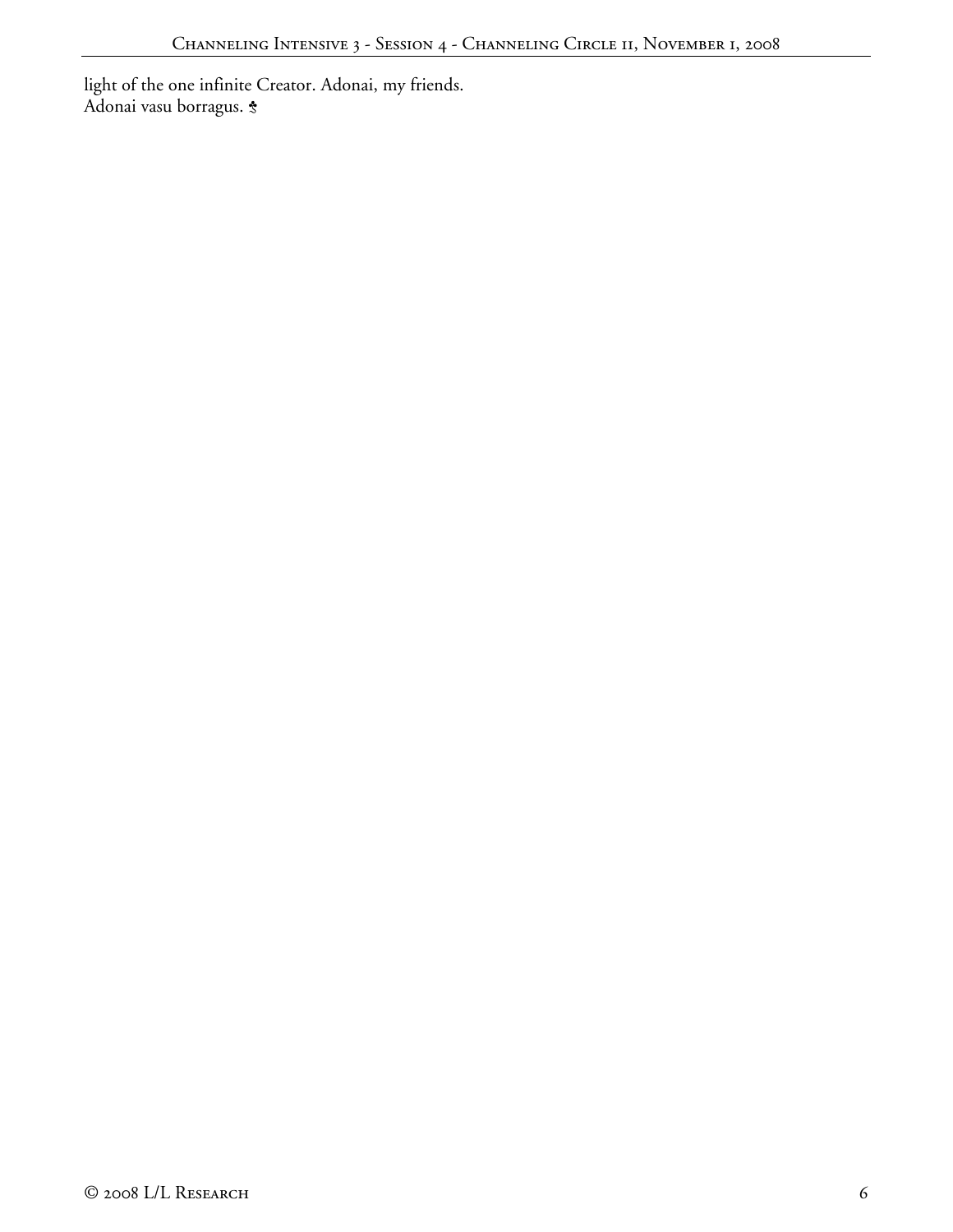light of the one infinite Creator. Adonai, my friends. Adonai vasu borragus. ♣